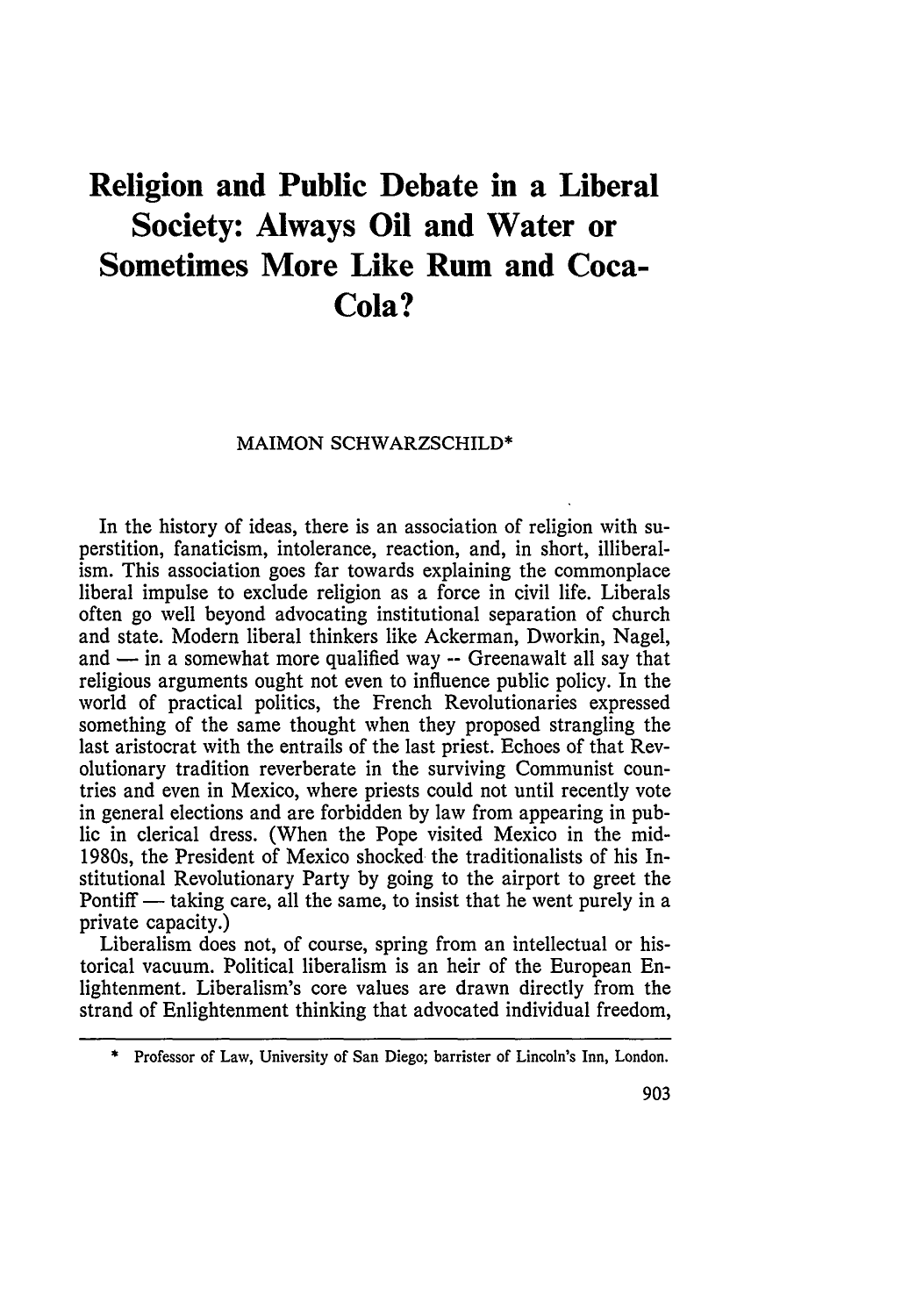# Religion and Public Debate in a Liberal Society: Always Oil and Water or Sometimes More Like Rum and Coca-Cola?

MAIMON SCHWARZSCHILD*

In the history of ideas, there is an association of religion with superstition, fanaticism, intolerance, reaction, and, in short, illiberalism. This association goes far towards explaining the commonplace liberal impulse to exclude religion as a force in civil life. Liberals often go well beyond advocating institutional separation of church and state. Modern liberal thinkers like Ackerman, Dworkin, Nagel, and — in a somewhat more qualified way -- Greenawalt all say that religious arguments ought not even to influence public policy. In the world of practical politics, the French Revolutionaries expressed something of the same thought when they proposed strangling the last aristocrat with the entrails of the last priest. Echoes of that Revolutionary tradition reverberate in the surviving Communist countries and even in Mexico, where priests could not until recently vote in general elections and are forbidden by law from appearing in public in clerical dress. (When the Pope visited Mexico in the mid-1980s, the President of Mexico shocked the traditionalists of his Institutional Revolutionary Party by going to the airport to greet the Pontiff — taking care, all the same, to insist that he went purely in a private capacity.)

Liberalism does not, of course, spring from an intellectual or historical vacuum. Political liberalism is an heir of the European Enlightenment. Liberalism's core values are drawn directly from the strand of Enlightenment thinking that advocated individual freedom,

---

\* Professor of Law, University of San Diego; barrister of Lincoln's Inn, London.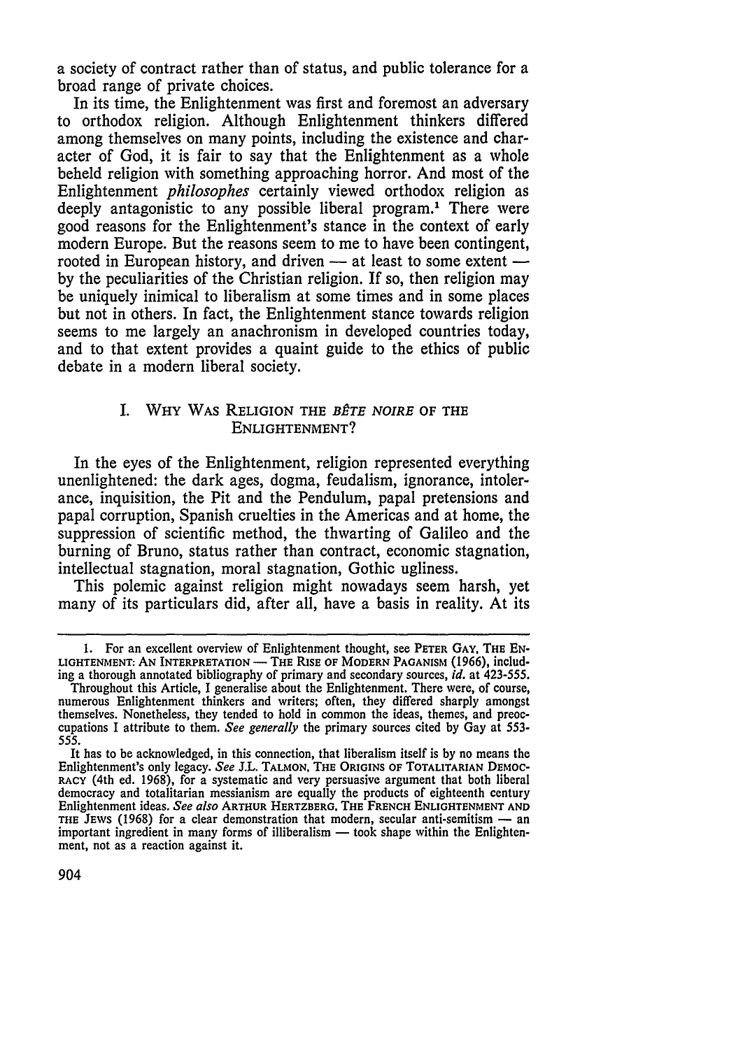a society of contract rather than of status, and public tolerance for a broad range of private choices.

In its time, the Enlightenment was first and foremost an adversary to orthodox religion. Although Enlightenment thinkers differed among themselves on many points, including the existence and character of God, it is fair to say that the Enlightenment as a whole beheld religion with something approaching horror. And most of the Enlightenment *philosophes* certainly viewed orthodox religion as deeply antagonistic to any possible liberal program.[1] There were good reasons for the Enlightenment's stance in the context of early modern Europe. But the reasons seem to me to have been contingent, rooted in European history, and driven — at least to some extent — by the peculiarities of the Christian religion. If so, then religion may be uniquely inimical to liberalism at some times and in some places but not in others. In fact, the Enlightenment stance towards religion seems to me largely an anachronism in developed countries today, and to that extent provides a quaint guide to the ethics of public debate in a modern liberal society.

## I. Why Was Religion the *Bête Noire* of the Enlightenment?

In the eyes of the Enlightenment, religion represented everything unenlightened: the dark ages, dogma, feudalism, ignorance, intolerance, inquisition, the Pit and the Pendulum, papal pretensions and papal corruption, Spanish cruelties in the Americas and at home, the suppression of scientific method, the thwarting of Galileo and the burning of Bruno, status rather than contract, economic stagnation, intellectual stagnation, moral stagnation, Gothic ugliness.

This polemic against religion might nowadays seem harsh, yet many of its particulars did, after all, have a basis in reality. At its

---

1. For an excellent overview of Enlightenment thought, see Peter Gay, The Enlightenment: An Interpretation — The Rise of Modern Paganism (1966), including a thorough annotated bibliography of primary and secondary sources, *id.* at 423-555.

Throughout this Article, I generalise about the Enlightenment. There were, of course, numerous Enlightenment thinkers and writers; often, they differed sharply amongst themselves. Nonetheless, they tended to hold in common the ideas, themes, and preoccupations I attribute to them. *See generally* the primary sources cited by Gay at 553-555.

It has to be acknowledged, in this connection, that liberalism itself is by no means the Enlightenment's only legacy. *See* J.L. Talmon, The Origins of Totalitarian Democracy (4th ed. 1968), for a systematic and very persuasive argument that both liberal democracy and totalitarian messianism are equally the products of eighteenth century Enlightenment ideas. *See also* Arthur Hertzberg, The French Enlightenment and the Jews (1968) for a clear demonstration that modern, secular anti-semitism — an important ingredient in many forms of illiberalism — took shape within the Enlightenment, not as a reaction against it.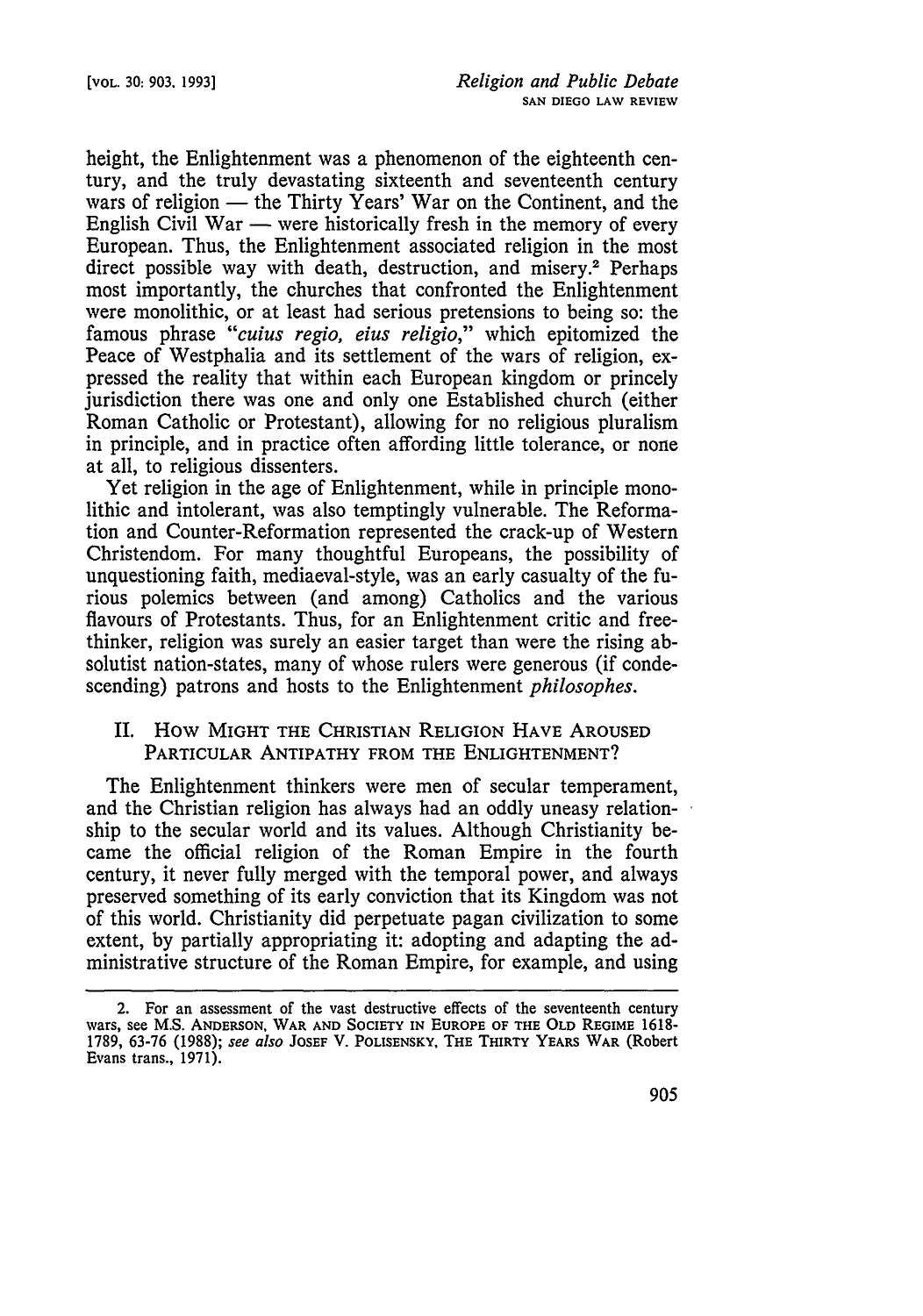height, the Enlightenment was a phenomenon of the eighteenth century, and the truly devastating sixteenth and seventeenth century wars of religion — the Thirty Years' War on the Continent, and the English Civil War — were historically fresh in the memory of every European. Thus, the Enlightenment associated religion in the most direct possible way with death, destruction, and misery.[2] Perhaps most importantly, the churches that confronted the Enlightenment were monolithic, or at least had serious pretensions to being so: the famous phrase "*cuius regio, eius religio*," which epitomized the Peace of Westphalia and its settlement of the wars of religion, expressed the reality that within each European kingdom or princely jurisdiction there was one and only one Established church (either Roman Catholic or Protestant), allowing for no religious pluralism in principle, and in practice often affording little tolerance, or none at all, to religious dissenters.

Yet religion in the age of Enlightenment, while in principle monolithic and intolerant, was also temptingly vulnerable. The Reformation and Counter-Reformation represented the crack-up of Western Christendom. For many thoughtful Europeans, the possibility of unquestioning faith, mediaeval-style, was an early casualty of the furious polemics between (and among) Catholics and the various flavours of Protestants. Thus, for an Enlightenment critic and freethinker, religion was surely an easier target than were the rising absolutist nation-states, many of whose rulers were generous (if condescending) patrons and hosts to the Enlightenment *philosophes*.

## II. How Might the Christian Religion Have Aroused Particular Antipathy from the Enlightenment?

The Enlightenment thinkers were men of secular temperament, and the Christian religion has always had an oddly uneasy relationship to the secular world and its values. Although Christianity became the official religion of the Roman Empire in the fourth century, it never fully merged with the temporal power, and always preserved something of its early conviction that its Kingdom was not of this world. Christianity did perpetuate pagan civilization to some extent, by partially appropriating it: adopting and adapting the administrative structure of the Roman Empire, for example, and using

---

2. For an assessment of the vast destructive effects of the seventeenth century wars, see M.S. Anderson, War and Society in Europe of the Old Regime 1618-1789, 63-76 (1988); *see also* Josef V. Polisensky, The Thirty Years War (Robert Evans trans., 1971).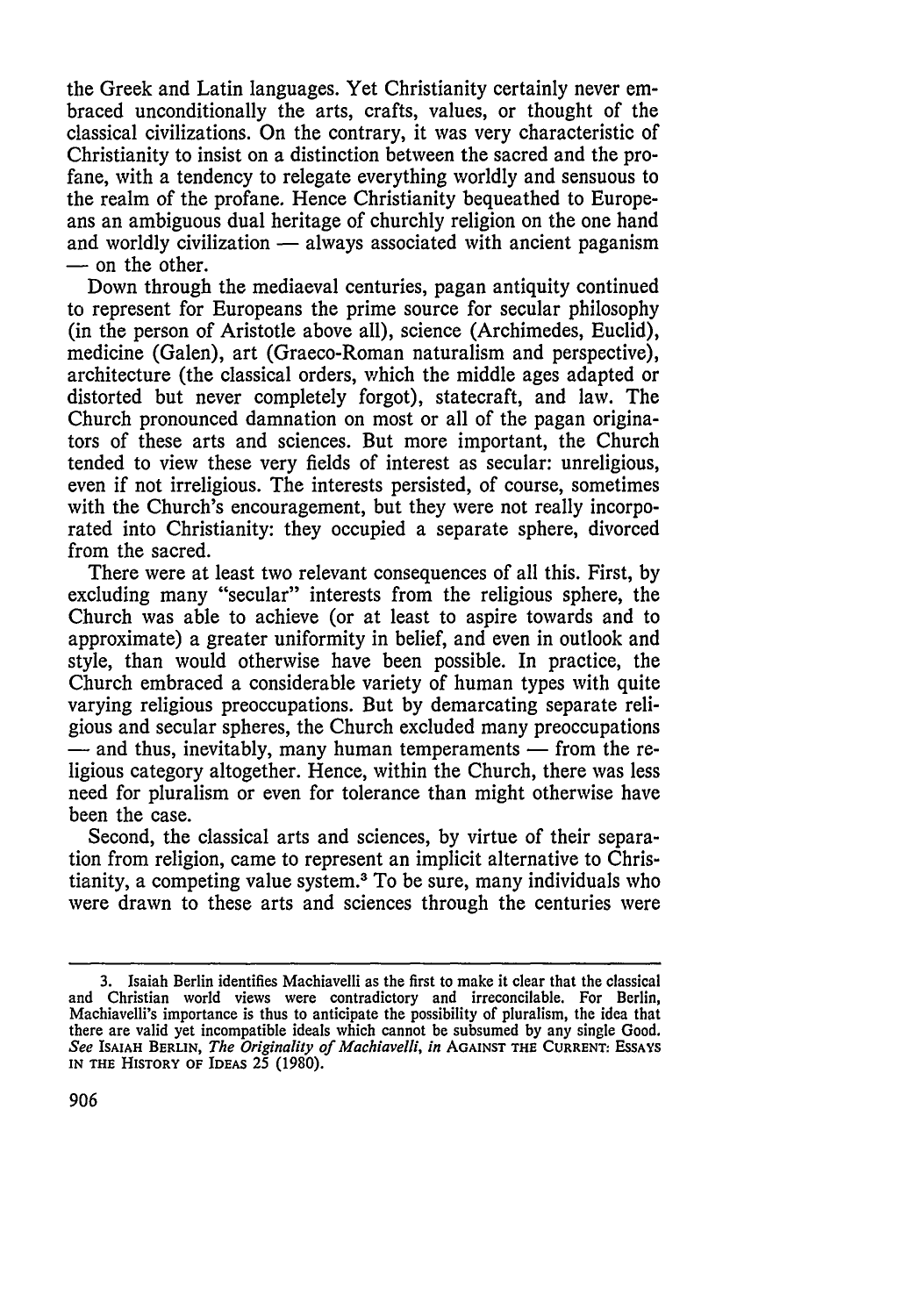the Greek and Latin languages. Yet Christianity certainly never embraced unconditionally the arts, crafts, values, or thought of the classical civilizations. On the contrary, it was very characteristic of Christianity to insist on a distinction between the sacred and the profane, with a tendency to relegate everything worldly and sensuous to the realm of the profane. Hence Christianity bequeathed to Europeans an ambiguous dual heritage of churchly religion on the one hand and worldly civilization — always associated with ancient paganism — on the other.

Down through the mediaeval centuries, pagan antiquity continued to represent for Europeans the prime source for secular philosophy (in the person of Aristotle above all), science (Archimedes, Euclid), medicine (Galen), art (Graeco-Roman naturalism and perspective), architecture (the classical orders, which the middle ages adapted or distorted but never completely forgot), statecraft, and law. The Church pronounced damnation on most or all of the pagan originators of these arts and sciences. But more important, the Church tended to view these very fields of interest as secular: unreligious, even if not irreligious. The interests persisted, of course, sometimes with the Church's encouragement, but they were not really incorporated into Christianity: they occupied a separate sphere, divorced from the sacred.

There were at least two relevant consequences of all this. First, by excluding many "secular" interests from the religious sphere, the Church was able to achieve (or at least to aspire towards and to approximate) a greater uniformity in belief, and even in outlook and style, than would otherwise have been possible. In practice, the Church embraced a considerable variety of human types with quite varying religious preoccupations. But by demarcating separate religious and secular spheres, the Church excluded many preoccupations — and thus, inevitably, many human temperaments — from the religious category altogether. Hence, within the Church, there was less need for pluralism or even for tolerance than might otherwise have been the case.

Second, the classical arts and sciences, by virtue of their separation from religion, came to represent an implicit alternative to Christianity, a competing value system.[3] To be sure, many individuals who were drawn to these arts and sciences through the centuries were

---

3. Isaiah Berlin identifies Machiavelli as the first to make it clear that the classical and Christian world views were contradictory and irreconcilable. For Berlin, Machiavelli's importance is thus to anticipate the possibility of pluralism, the idea that there are valid yet incompatible ideals which cannot be subsumed by any single Good. *See* ISAIAH BERLIN, *The Originality of Machiavelli*, *in* AGAINST THE CURRENT: ESSAYS IN THE HISTORY OF IDEAS 25 (1980).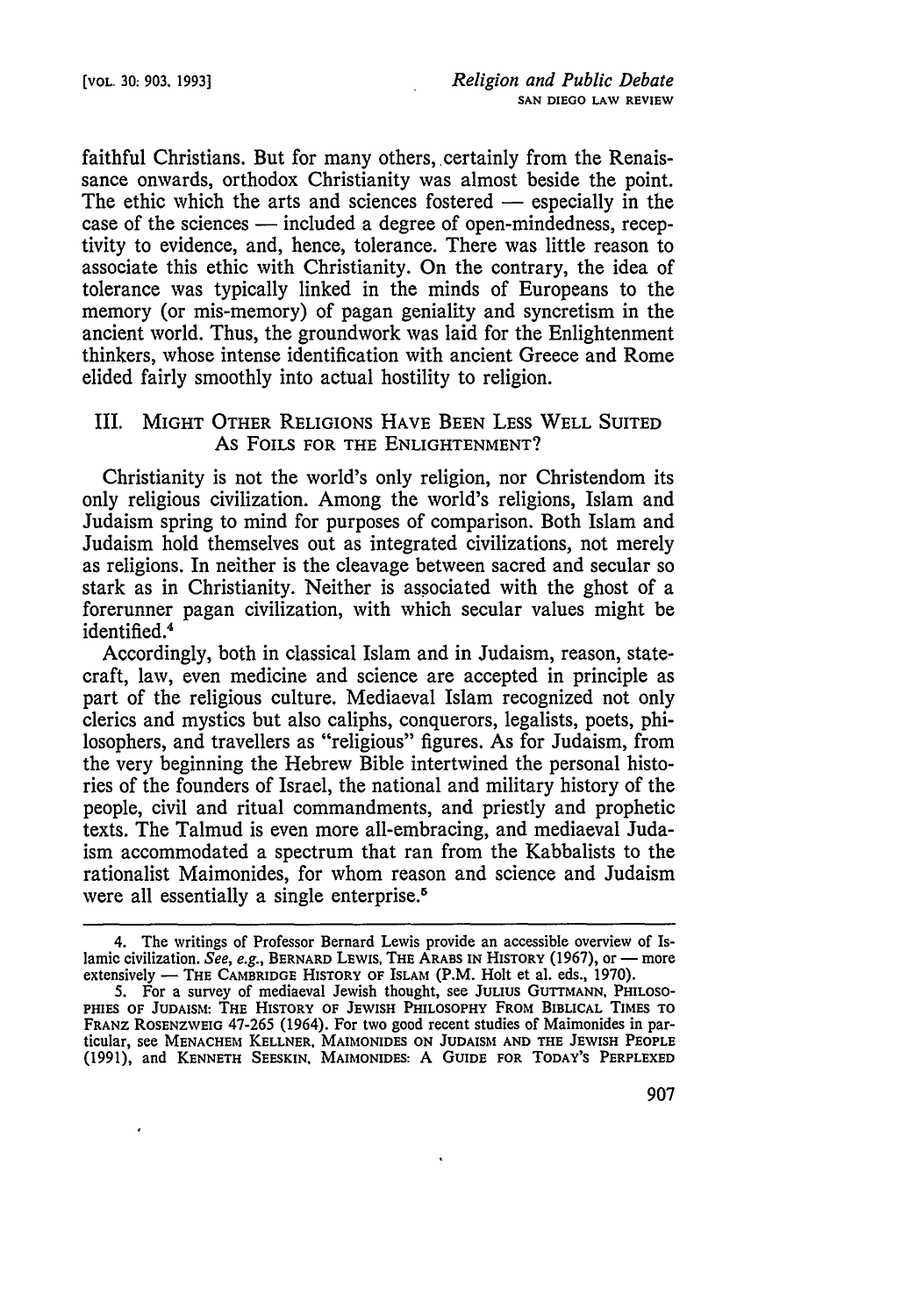faithful Christians. But for many others, certainly from the Renaissance onwards, orthodox Christianity was almost beside the point. The ethic which the arts and sciences fostered — especially in the case of the sciences — included a degree of open-mindedness, receptivity to evidence, and, hence, tolerance. There was little reason to associate this ethic with Christianity. On the contrary, the idea of tolerance was typically linked in the minds of Europeans to the memory (or mis-memory) of pagan geniality and syncretism in the ancient world. Thus, the groundwork was laid for the Enlightenment thinkers, whose intense identification with ancient Greece and Rome elided fairly smoothly into actual hostility to religion.

## III. MIGHT OTHER RELIGIONS HAVE BEEN LESS WELL SUITED AS FOILS FOR THE ENLIGHTENMENT?

Christianity is not the world's only religion, nor Christendom its only religious civilization. Among the world's religions, Islam and Judaism spring to mind for purposes of comparison. Both Islam and Judaism hold themselves out as integrated civilizations, not merely as religions. In neither is the cleavage between sacred and secular so stark as in Christianity. Neither is associated with the ghost of a forerunner pagan civilization, with which secular values might be identified.[4]

Accordingly, both in classical Islam and in Judaism, reason, statecraft, law, even medicine and science are accepted in principle as part of the religious culture. Mediaeval Islam recognized not only clerics and mystics but also caliphs, conquerors, legalists, poets, philosophers, and travellers as "religious" figures. As for Judaism, from the very beginning the Hebrew Bible intertwined the personal histories of the founders of Israel, the national and military history of the people, civil and ritual commandments, and priestly and prophetic texts. The Talmud is even more all-embracing, and mediaeval Judaism accommodated a spectrum that ran from the Kabbalists to the rationalist Maimonides, for whom reason and science and Judaism were all essentially a single enterprise.[5]

---

4. The writings of Professor Bernard Lewis provide an accessible overview of Islamic civilization. *See, e.g.*, BERNARD LEWIS, THE ARABS IN HISTORY (1967), or — more extensively — THE CAMBRIDGE HISTORY OF ISLAM (P.M. Holt et al. eds., 1970).

5. For a survey of mediaeval Jewish thought, see JULIUS GUTTMANN, PHILOSOPHIES OF JUDAISM: THE HISTORY OF JEWISH PHILOSOPHY FROM BIBLICAL TIMES TO FRANZ ROSENZWEIG 47-265 (1964). For two good recent studies of Maimonides in particular, see MENACHEM KELLNER, MAIMONIDES ON JUDAISM AND THE JEWISH PEOPLE (1991), and KENNETH SEESKIN, MAIMONIDES: A GUIDE FOR TODAY'S PERPLEXED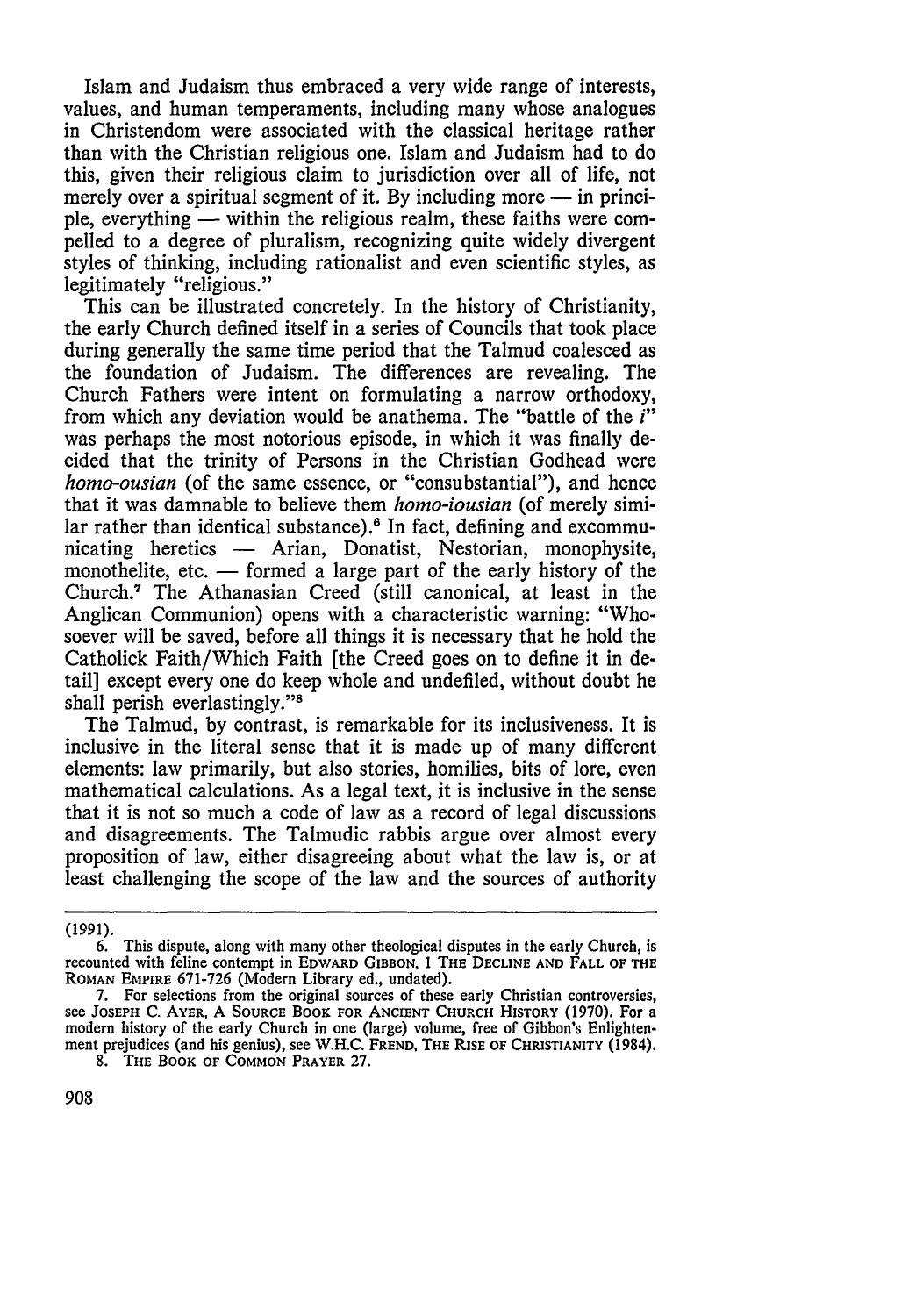Islam and Judaism thus embraced a very wide range of interests, values, and human temperaments, including many whose analogues in Christendom were associated with the classical heritage rather than with the Christian religious one. Islam and Judaism had to do this, given their religious claim to jurisdiction over all of life, not merely over a spiritual segment of it. By including more — in principle, everything — within the religious realm, these faiths were compelled to a degree of pluralism, recognizing quite widely divergent styles of thinking, including rationalist and even scientific styles, as legitimately "religious."

This can be illustrated concretely. In the history of Christianity, the early Church defined itself in a series of Councils that took place during generally the same time period that the Talmud coalesced as the foundation of Judaism. The differences are revealing. The Church Fathers were intent on formulating a narrow orthodoxy, from which any deviation would be anathema. The "battle of the *i*" was perhaps the most notorious episode, in which it was finally decided that the trinity of Persons in the Christian Godhead were *homo-ousian* (of the same essence, or "consubstantial"), and hence that it was damnable to believe them *homo-iousian* (of merely similar rather than identical substance).[6] In fact, defining and excommunicating heretics — Arian, Donatist, Nestorian, monophysite, monothelite, etc. — formed a large part of the early history of the Church.[7] The Athanasian Creed (still canonical, at least in the Anglican Communion) opens with a characteristic warning: "Whosoever will be saved, before all things it is necessary that he hold the Catholick Faith/Which Faith [the Creed goes on to define it in detail] except every one do keep whole and undefiled, without doubt he shall perish everlastingly."[8]

The Talmud, by contrast, is remarkable for its inclusiveness. It is inclusive in the literal sense that it is made up of many different elements: law primarily, but also stories, homilies, bits of lore, even mathematical calculations. As a legal text, it is inclusive in the sense that it is not so much a code of law as a record of legal discussions and disagreements. The Talmudic rabbis argue over almost every proposition of law, either disagreeing about what the law is, or at least challenging the scope of the law and the sources of authority

---

(1991).

6. This dispute, along with many other theological disputes in the early Church, is recounted with feline contempt in EDWARD GIBBON, 1 THE DECLINE AND FALL OF THE ROMAN EMPIRE 671-726 (Modern Library ed., undated).

7. For selections from the original sources of these early Christian controversies, see JOSEPH C. AYER, A SOURCE BOOK FOR ANCIENT CHURCH HISTORY (1970). For a modern history of the early Church in one (large) volume, free of Gibbon's Enlightenment prejudices (and his genius), see W.H.C. FREND, THE RISE OF CHRISTIANITY (1984).

8. THE BOOK OF COMMON PRAYER 27.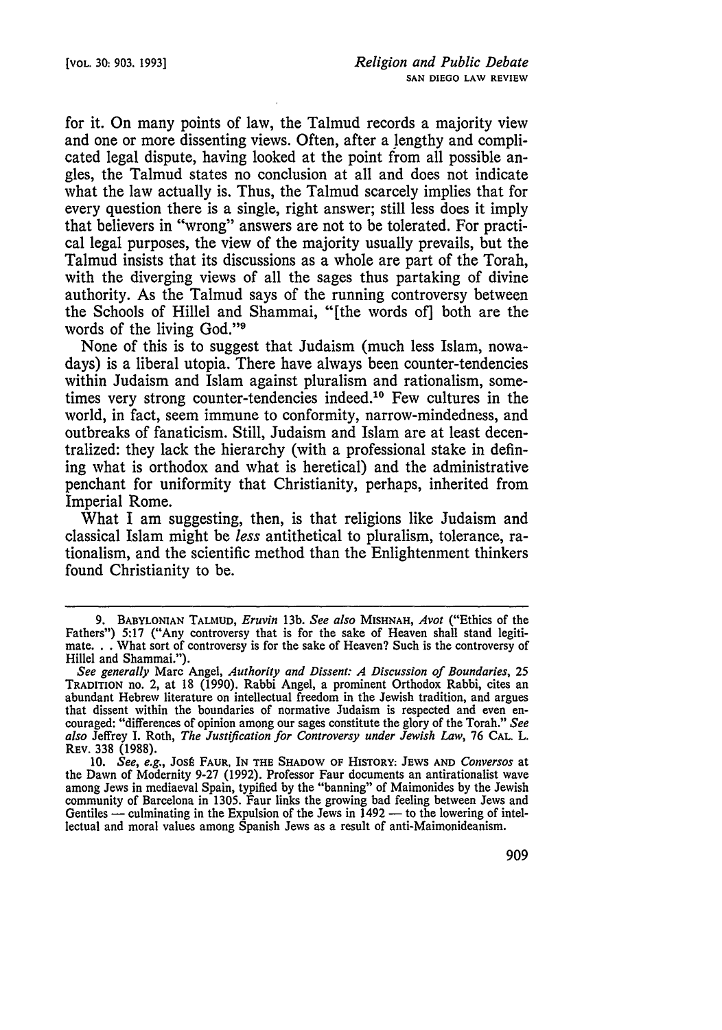for it. On many points of law, the Talmud records a majority view and one or more dissenting views. Often, after a lengthy and complicated legal dispute, having looked at the point from all possible angles, the Talmud states no conclusion at all and does not indicate what the law actually is. Thus, the Talmud scarcely implies that for every question there is a single, right answer; still less does it imply that believers in "wrong" answers are not to be tolerated. For practical legal purposes, the view of the majority usually prevails, but the Talmud insists that its discussions as a whole are part of the Torah, with the diverging views of all the sages thus partaking of divine authority. As the Talmud says of the running controversy between the Schools of Hillel and Shammai, "[the words of] both are the words of the living God."[9]

None of this is to suggest that Judaism (much less Islam, nowadays) is a liberal utopia. There have always been counter-tendencies within Judaism and Islam against pluralism and rationalism, sometimes very strong counter-tendencies indeed.[10] Few cultures in the world, in fact, seem immune to conformity, narrow-mindedness, and outbreaks of fanaticism. Still, Judaism and Islam are at least decentralized: they lack the hierarchy (with a professional stake in defining what is orthodox and what is heretical) and the administrative penchant for uniformity that Christianity, perhaps, inherited from Imperial Rome.

What I am suggesting, then, is that religions like Judaism and classical Islam might be *less* antithetical to pluralism, tolerance, rationalism, and the scientific method than the Enlightenment thinkers found Christianity to be.

---

9. BABYLONIAN TALMUD, *Eruvin* 13b. *See also* MISHNAH, *Avot* ("Ethics of the Fathers") 5:17 ("Any controversy that is for the sake of Heaven shall stand legitimate. . . What sort of controversy is for the sake of Heaven? Such is the controversy of Hillel and Shammai.").

*See generally* Marc Angel, *Authority and Dissent: A Discussion of Boundaries*, 25 TRADITION no. 2, at 18 (1990). Rabbi Angel, a prominent Orthodox Rabbi, cites an abundant Hebrew literature on intellectual freedom in the Jewish tradition, and argues that dissent within the boundaries of normative Judaism is respected and even encouraged: "differences of opinion among our sages constitute the glory of the Torah." *See also* Jeffrey I. Roth, *The Justification for Controversy under Jewish Law*, 76 CAL. L. REV. 338 (1988).

10. *See, e.g.*, JOSÉ FAUR, IN THE SHADOW OF HISTORY: JEWS AND *Conversos* at the Dawn of Modernity 9-27 (1992). Professor Faur documents an antirationalist wave among Jews in mediaeval Spain, typified by the "banning" of Maimonides by the Jewish community of Barcelona in 1305. Faur links the growing bad feeling between Jews and Gentiles — culminating in the Expulsion of the Jews in 1492 — to the lowering of intellectual and moral values among Spanish Jews as a result of anti-Maimonideanism.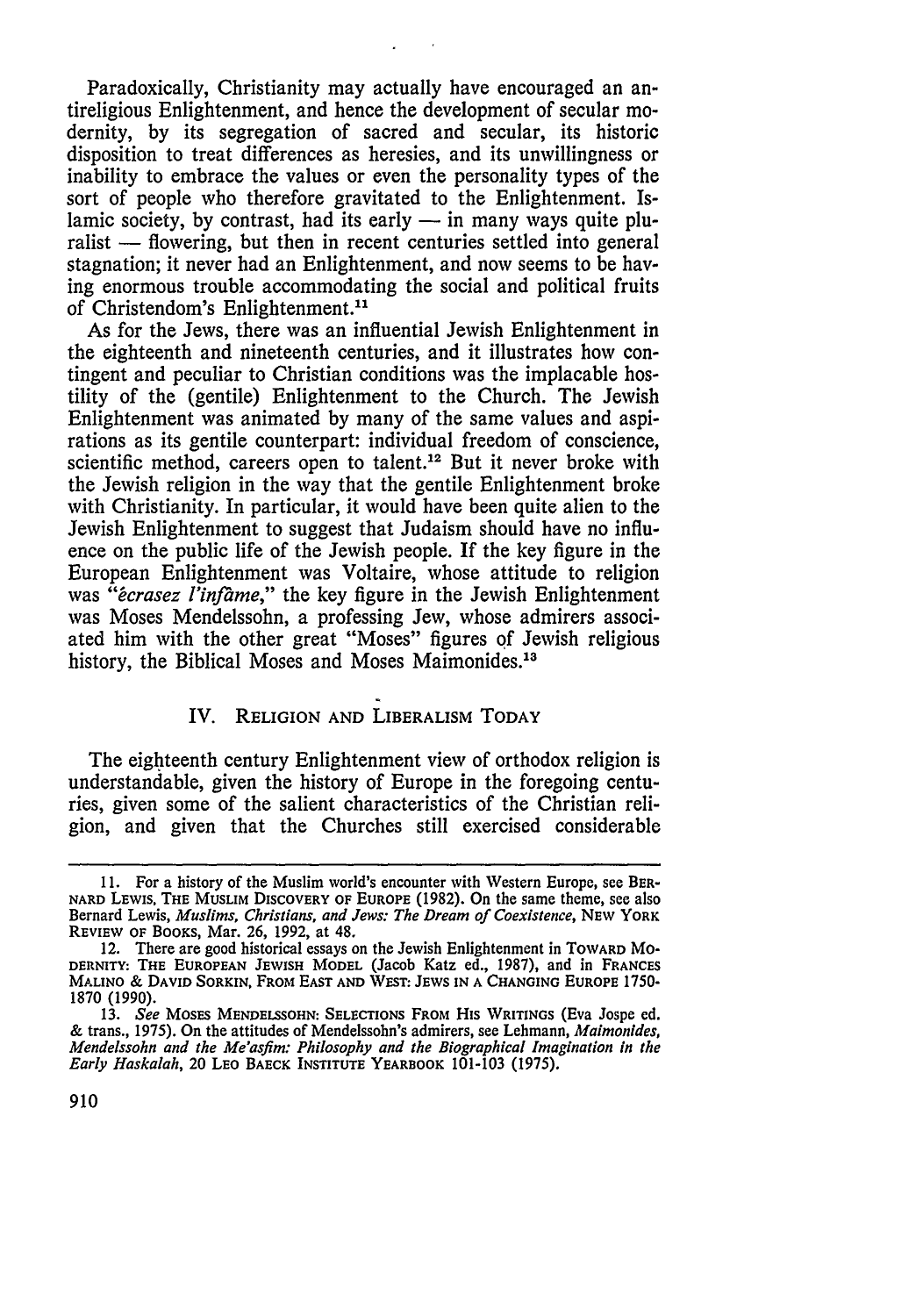Paradoxically, Christianity may actually have encouraged an antireligious Enlightenment, and hence the development of secular modernity, by its segregation of sacred and secular, its historic disposition to treat differences as heresies, and its unwillingness or inability to embrace the values or even the personality types of the sort of people who therefore gravitated to the Enlightenment. Islamic society, by contrast, had its early — in many ways quite pluralist — flowering, but then in recent centuries settled into general stagnation; it never had an Enlightenment, and now seems to be having enormous trouble accommodating the social and political fruits of Christendom's Enlightenment.[11]

As for the Jews, there was an influential Jewish Enlightenment in the eighteenth and nineteenth centuries, and it illustrates how contingent and peculiar to Christian conditions was the implacable hostility of the (gentile) Enlightenment to the Church. The Jewish Enlightenment was animated by many of the same values and aspirations as its gentile counterpart: individual freedom of conscience, scientific method, careers open to talent.[12] But it never broke with the Jewish religion in the way that the gentile Enlightenment broke with Christianity. In particular, it would have been quite alien to the Jewish Enlightenment to suggest that Judaism should have no influence on the public life of the Jewish people. If the key figure in the European Enlightenment was Voltaire, whose attitude to religion was *"écrasez l'infâme,"* the key figure in the Jewish Enlightenment was Moses Mendelssohn, a professing Jew, whose admirers associated him with the other great "Moses" figures of Jewish religious history, the Biblical Moses and Moses Maimonides.[13]

## IV. Religion and Liberalism Today

The eighteenth century Enlightenment view of orthodox religion is understandable, given the history of Europe in the foregoing centuries, given some of the salient characteristics of the Christian religion, and given that the Churches still exercised considerable

---

11. For a history of the Muslim world's encounter with Western Europe, see BERNARD LEWIS, THE MUSLIM DISCOVERY OF EUROPE (1982). On the same theme, see also Bernard Lewis, *Muslims, Christians, and Jews: The Dream of Coexistence*, NEW YORK REVIEW OF BOOKS, Mar. 26, 1992, at 48.

12. There are good historical essays on the Jewish Enlightenment in TOWARD MODERNITY: THE EUROPEAN JEWISH MODEL (Jacob Katz ed., 1987), and in FRANCES MALINO & DAVID SORKIN, FROM EAST AND WEST: JEWS IN A CHANGING EUROPE 1750-1870 (1990).

13. *See* MOSES MENDELSSOHN: SELECTIONS FROM HIS WRITINGS (Eva Jospe ed. & trans., 1975). On the attitudes of Mendelssohn's admirers, see Lehmann, *Maimonides, Mendelssohn and the Me'asfim: Philosophy and the Biographical Imagination in the Early Haskalah*, 20 LEO BAECK INSTITUTE YEARBOOK 101-103 (1975).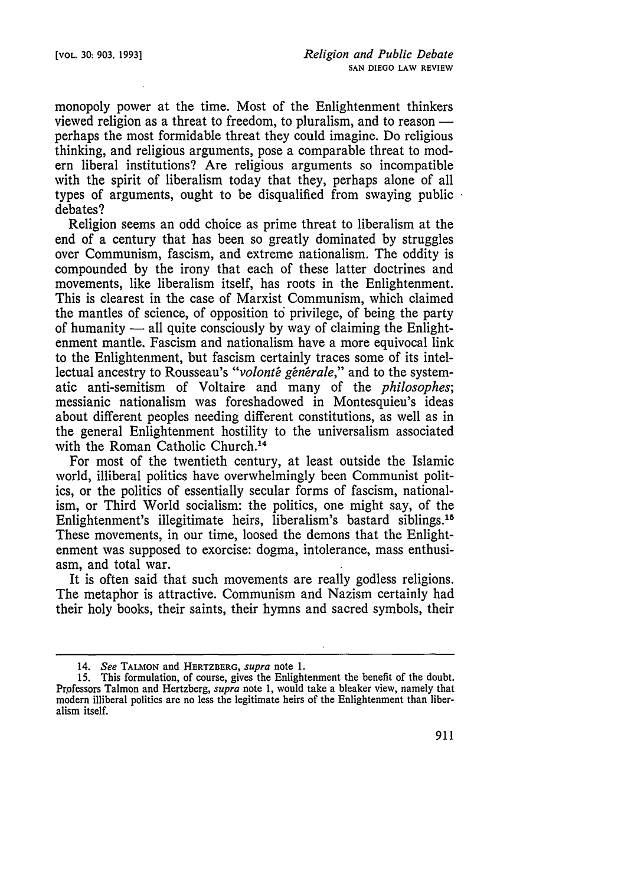monopoly power at the time. Most of the Enlightenment thinkers viewed religion as a threat to freedom, to pluralism, and to reason — perhaps the most formidable threat they could imagine. Do religious thinking, and religious arguments, pose a comparable threat to modern liberal institutions? Are religious arguments so incompatible with the spirit of liberalism today that they, perhaps alone of all types of arguments, ought to be disqualified from swaying public debates?

Religion seems an odd choice as prime threat to liberalism at the end of a century that has been so greatly dominated by struggles over Communism, fascism, and extreme nationalism. The oddity is compounded by the irony that each of these latter doctrines and movements, like liberalism itself, has roots in the Enlightenment. This is clearest in the case of Marxist Communism, which claimed the mantles of science, of opposition to privilege, of being the party of humanity — all quite consciously by way of claiming the Enlightenment mantle. Fascism and nationalism have a more equivocal link to the Enlightenment, but fascism certainly traces some of its intellectual ancestry to Rousseau's "*volonté générale*," and to the systematic anti-semitism of Voltaire and many of the *philosophes*; messianic nationalism was foreshadowed in Montesquieu's ideas about different peoples needing different constitutions, as well as in the general Enlightenment hostility to the universalism associated with the Roman Catholic Church.[14]

For most of the twentieth century, at least outside the Islamic world, illiberal politics have overwhelmingly been Communist politics, or the politics of essentially secular forms of fascism, nationalism, or Third World socialism: the politics, one might say, of the Enlightenment's illegitimate heirs, liberalism's bastard siblings.[15] These movements, in our time, loosed the demons that the Enlightenment was supposed to exorcise: dogma, intolerance, mass enthusiasm, and total war.

It is often said that such movements are really godless religions. The metaphor is attractive. Communism and Nazism certainly had their holy books, their saints, their hymns and sacred symbols, their

---

14. *See* TALMON and HERTZBERG, *supra* note 1.

15. This formulation, of course, gives the Enlightenment the benefit of the doubt. Professors Talmon and Hertzberg, *supra* note 1, would take a bleaker view, namely that modern illiberal politics are no less the legitimate heirs of the Enlightenment than liberalism itself.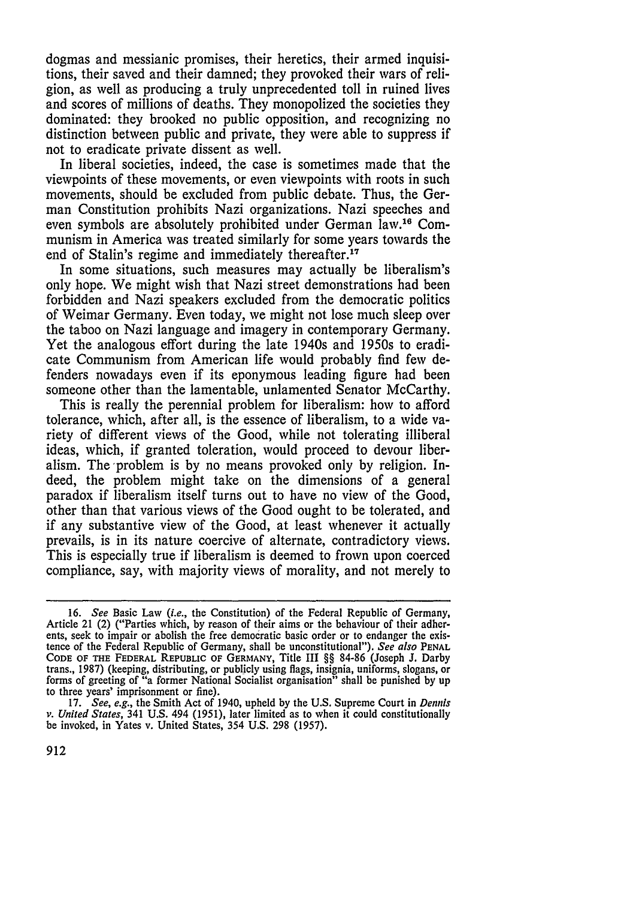dogmas and messianic promises, their heretics, their armed inquisitions, their saved and their damned; they provoked their wars of religion, as well as producing a truly unprecedented toll in ruined lives and scores of millions of deaths. They monopolized the societies they dominated: they brooked no public opposition, and recognizing no distinction between public and private, they were able to suppress if not to eradicate private dissent as well.

In liberal societies, indeed, the case is sometimes made that the viewpoints of these movements, or even viewpoints with roots in such movements, should be excluded from public debate. Thus, the German Constitution prohibits Nazi organizations. Nazi speeches and even symbols are absolutely prohibited under German law.[16] Communism in America was treated similarly for some years towards the end of Stalin's regime and immediately thereafter.[17]

In some situations, such measures may actually be liberalism's only hope. We might wish that Nazi street demonstrations had been forbidden and Nazi speakers excluded from the democratic politics of Weimar Germany. Even today, we might not lose much sleep over the taboo on Nazi language and imagery in contemporary Germany. Yet the analogous effort during the late 1940s and 1950s to eradicate Communism from American life would probably find few defenders nowadays even if its eponymous leading figure had been someone other than the lamentable, unlamented Senator McCarthy.

This is really the perennial problem for liberalism: how to afford tolerance, which, after all, is the essence of liberalism, to a wide variety of different views of the Good, while not tolerating illiberal ideas, which, if granted toleration, would proceed to devour liberalism. The problem is by no means provoked only by religion. Indeed, the problem might take on the dimensions of a general paradox if liberalism itself turns out to have no view of the Good, other than that various views of the Good ought to be tolerated, and if any substantive view of the Good, at least whenever it actually prevails, is in its nature coercive of alternate, contradictory views. This is especially true if liberalism is deemed to frown upon coerced compliance, say, with majority views of morality, and not merely to

---

16. *See* Basic Law (*i.e.*, the Constitution) of the Federal Republic of Germany, Article 21 (2) ("Parties which, by reason of their aims or the behaviour of their adherents, seek to impair or abolish the free democratic basic order or to endanger the existence of the Federal Republic of Germany, shall be unconstitutional"). *See also* PENAL CODE OF THE FEDERAL REPUBLIC OF GERMANY, Title III §§ 84-86 (Joseph J. Darby trans., 1987) (keeping, distributing, or publicly using flags, insignia, uniforms, slogans, or forms of greeting of "a former National Socialist organisation" shall be punished by up to three years' imprisonment or fine).

17. *See, e.g.*, the Smith Act of 1940, upheld by the U.S. Supreme Court in *Dennis v. United States*, 341 U.S. 494 (1951), later limited as to when it could constitutionally be invoked, in Yates v. United States, 354 U.S. 298 (1957).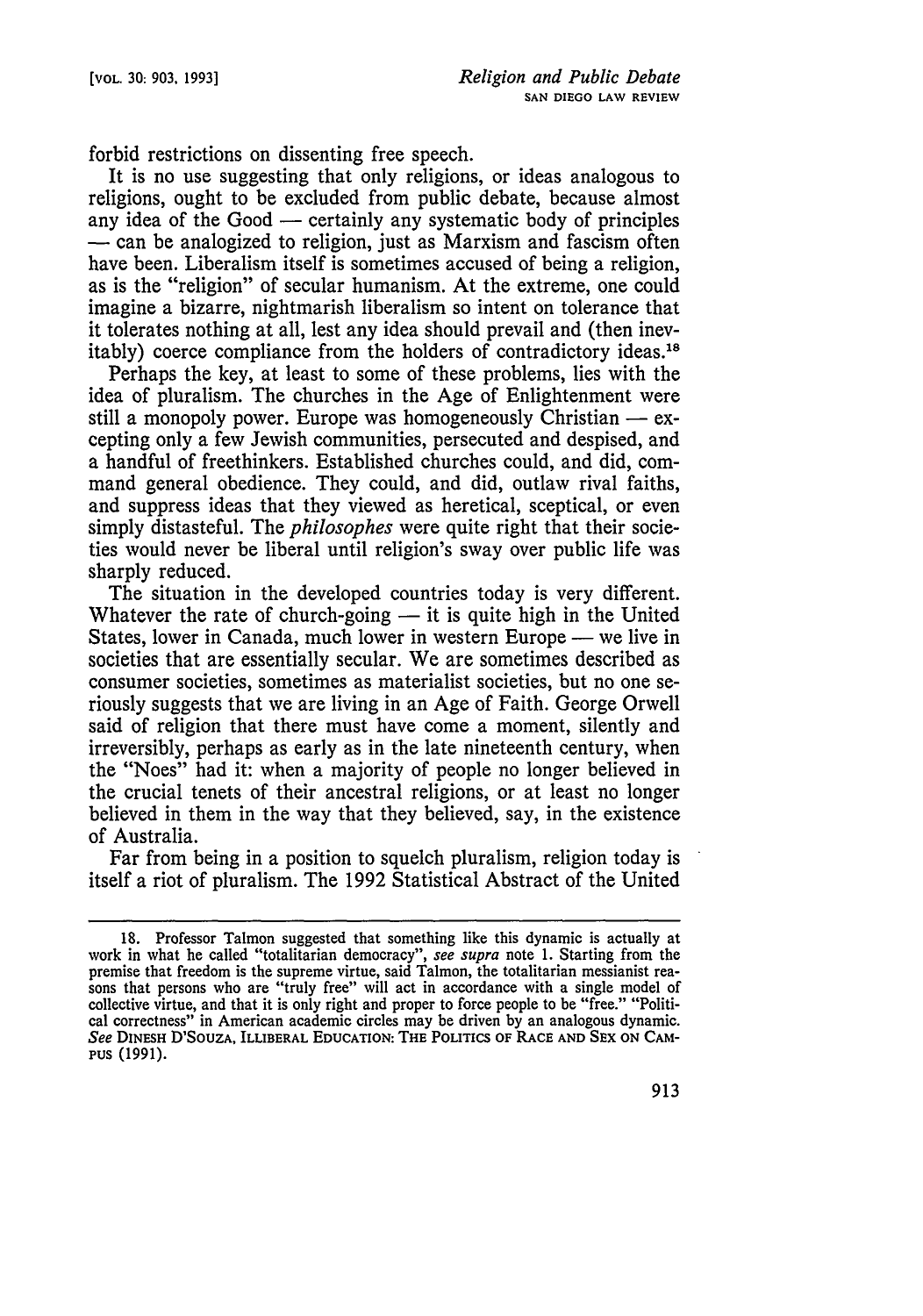forbid restrictions on dissenting free speech.

It is no use suggesting that only religions, or ideas analogous to religions, ought to be excluded from public debate, because almost any idea of the Good — certainly any systematic body of principles — can be analogized to religion, just as Marxism and fascism often have been. Liberalism itself is sometimes accused of being a religion, as is the "religion" of secular humanism. At the extreme, one could imagine a bizarre, nightmarish liberalism so intent on tolerance that it tolerates nothing at all, lest any idea should prevail and (then inevitably) coerce compliance from the holders of contradictory ideas.[18]

Perhaps the key, at least to some of these problems, lies with the idea of pluralism. The churches in the Age of Enlightenment were still a monopoly power. Europe was homogeneously Christian — excepting only a few Jewish communities, persecuted and despised, and a handful of freethinkers. Established churches could, and did, command general obedience. They could, and did, outlaw rival faiths, and suppress ideas that they viewed as heretical, sceptical, or even simply distasteful. The *philosophes* were quite right that their societies would never be liberal until religion's sway over public life was sharply reduced.

The situation in the developed countries today is very different. Whatever the rate of church-going — it is quite high in the United States, lower in Canada, much lower in western Europe — we live in societies that are essentially secular. We are sometimes described as consumer societies, sometimes as materialist societies, but no one seriously suggests that we are living in an Age of Faith. George Orwell said of religion that there must have come a moment, silently and irreversibly, perhaps as early as in the late nineteenth century, when the "Noes" had it: when a majority of people no longer believed in the crucial tenets of their ancestral religions, or at least no longer believed in them in the way that they believed, say, in the existence of Australia.

Far from being in a position to squelch pluralism, religion today is itself a riot of pluralism. The 1992 Statistical Abstract of the United

---

18. Professor Talmon suggested that something like this dynamic is actually at work in what he called "totalitarian democracy", *see supra* note 1. Starting from the premise that freedom is the supreme virtue, said Talmon, the totalitarian messianist reasons that persons who are "truly free" will act in accordance with a single model of collective virtue, and that it is only right and proper to force people to be "free." "Political correctness" in American academic circles may be driven by an analogous dynamic. *See* DINESH D'SOUZA, ILLIBERAL EDUCATION: THE POLITICS OF RACE AND SEX ON CAMPUS (1991).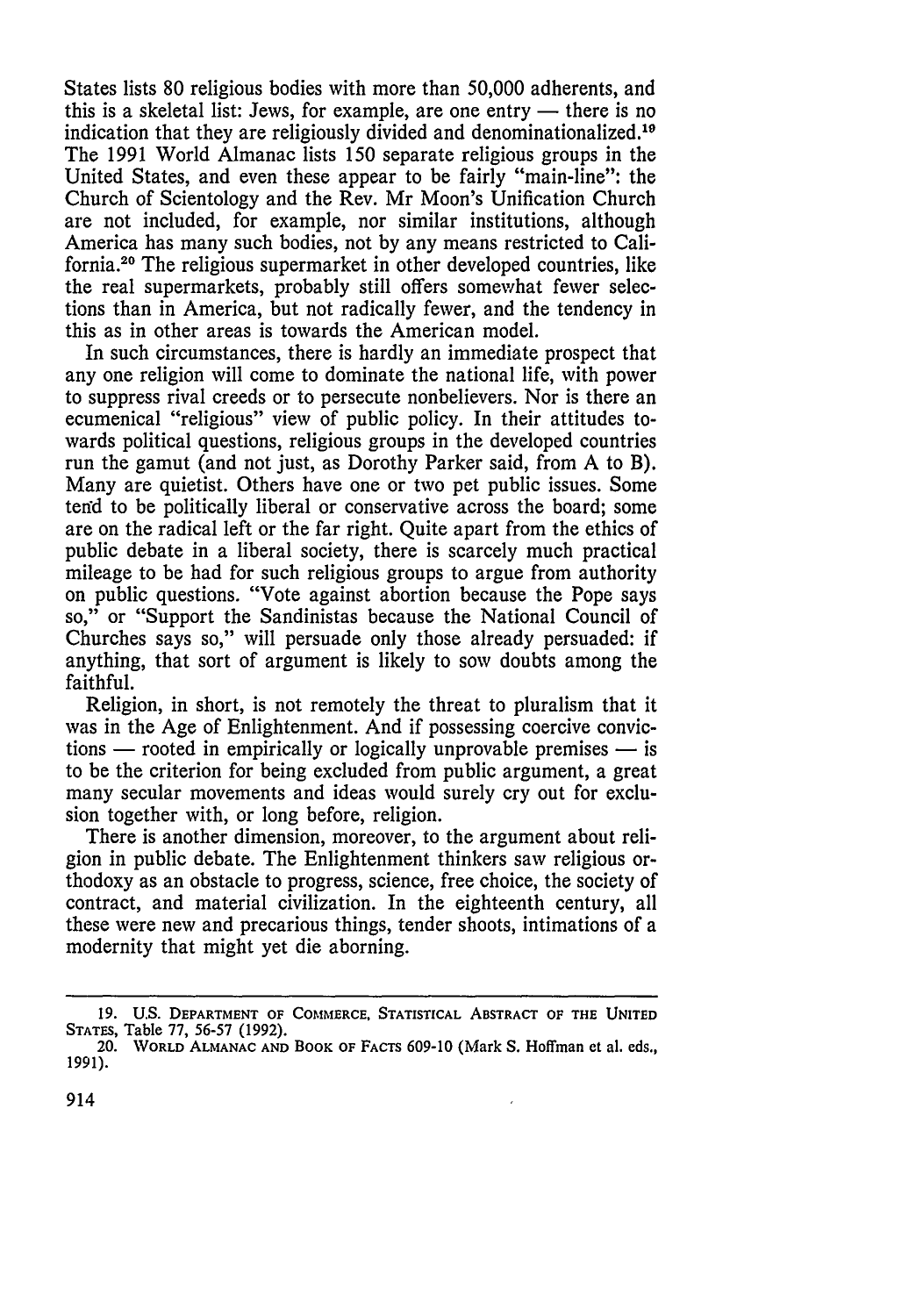States lists 80 religious bodies with more than 50,000 adherents, and this is a skeletal list: Jews, for example, are one entry — there is no indication that they are religiously divided and denominationalized.[19] The 1991 World Almanac lists 150 separate religious groups in the United States, and even these appear to be fairly "main-line": the Church of Scientology and the Rev. Mr Moon's Unification Church are not included, for example, nor similar institutions, although America has many such bodies, not by any means restricted to California.[20] The religious supermarket in other developed countries, like the real supermarkets, probably still offers somewhat fewer selections than in America, but not radically fewer, and the tendency in this as in other areas is towards the American model.

In such circumstances, there is hardly an immediate prospect that any one religion will come to dominate the national life, with power to suppress rival creeds or to persecute nonbelievers. Nor is there an ecumenical "religious" view of public policy. In their attitudes towards political questions, religious groups in the developed countries run the gamut (and not just, as Dorothy Parker said, from A to B). Many are quietist. Others have one or two pet public issues. Some tend to be politically liberal or conservative across the board; some are on the radical left or the far right. Quite apart from the ethics of public debate in a liberal society, there is scarcely much practical mileage to be had for such religious groups to argue from authority on public questions. "Vote against abortion because the Pope says so," or "Support the Sandinistas because the National Council of Churches says so," will persuade only those already persuaded: if anything, that sort of argument is likely to sow doubts among the faithful.

Religion, in short, is not remotely the threat to pluralism that it was in the Age of Enlightenment. And if possessing coercive convictions — rooted in empirically or logically unprovable premises — is to be the criterion for being excluded from public argument, a great many secular movements and ideas would surely cry out for exclusion together with, or long before, religion.

There is another dimension, moreover, to the argument about religion in public debate. The Enlightenment thinkers saw religious orthodoxy as an obstacle to progress, science, free choice, the society of contract, and material civilization. In the eighteenth century, all these were new and precarious things, tender shoots, intimations of a modernity that might yet die aborning.

---

19. U.S. DEPARTMENT OF COMMERCE, STATISTICAL ABSTRACT OF THE UNITED STATES, Table 77, 56-57 (1992).

20. WORLD ALMANAC AND BOOK OF FACTS 609-10 (Mark S. Hoffman et al. eds., 1991).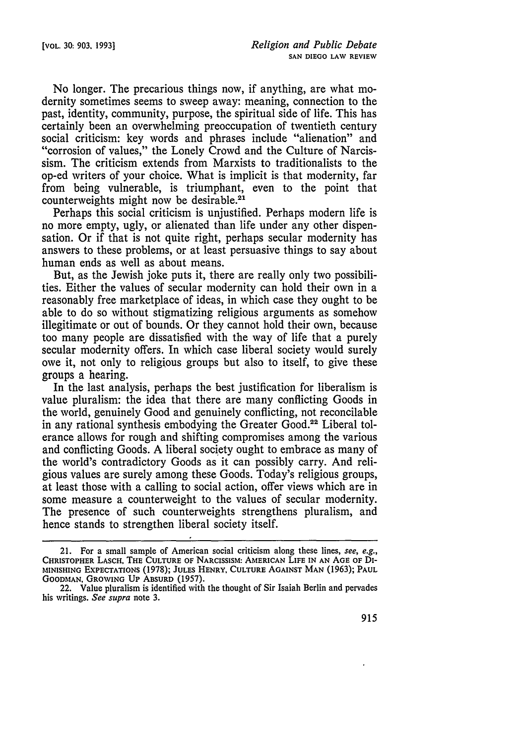No longer. The precarious things now, if anything, are what modernity sometimes seems to sweep away: meaning, connection to the past, identity, community, purpose, the spiritual side of life. This has certainly been an overwhelming preoccupation of twentieth century social criticism: key words and phrases include "alienation" and "corrosion of values," the Lonely Crowd and the Culture of Narcissism. The criticism extends from Marxists to traditionalists to the op-ed writers of your choice. What is implicit is that modernity, far from being vulnerable, is triumphant, even to the point that counterweights might now be desirable.[21]

Perhaps this social criticism is unjustified. Perhaps modern life is no more empty, ugly, or alienated than life under any other dispensation. Or if that is not quite right, perhaps secular modernity has answers to these problems, or at least persuasive things to say about human ends as well as about means.

But, as the Jewish joke puts it, there are really only two possibilities. Either the values of secular modernity can hold their own in a reasonably free marketplace of ideas, in which case they ought to be able to do so without stigmatizing religious arguments as somehow illegitimate or out of bounds. Or they cannot hold their own, because too many people are dissatisfied with the way of life that a purely secular modernity offers. In which case liberal society would surely owe it, not only to religious groups but also to itself, to give these groups a hearing.

In the last analysis, perhaps the best justification for liberalism is value pluralism: the idea that there are many conflicting Goods in the world, genuinely Good and genuinely conflicting, not reconcilable in any rational synthesis embodying the Greater Good.[22] Liberal tolerance allows for rough and shifting compromises among the various and conflicting Goods. A liberal society ought to embrace as many of the world's contradictory Goods as it can possibly carry. And religious values are surely among these Goods. Today's religious groups, at least those with a calling to social action, offer views which are in some measure a counterweight to the values of secular modernity. The presence of such counterweights strengthens pluralism, and hence stands to strengthen liberal society itself.

---

21. For a small sample of American social criticism along these lines, *see, e.g.*, CHRISTOPHER LASCH, THE CULTURE OF NARCISSISM: AMERICAN LIFE IN AN AGE OF DIMINISHING EXPECTATIONS (1978); JULES HENRY, CULTURE AGAINST MAN (1963); PAUL GOODMAN, GROWING UP ABSURD (1957).

22. Value pluralism is identified with the thought of Sir Isaiah Berlin and pervades his writings. *See supra* note 3.